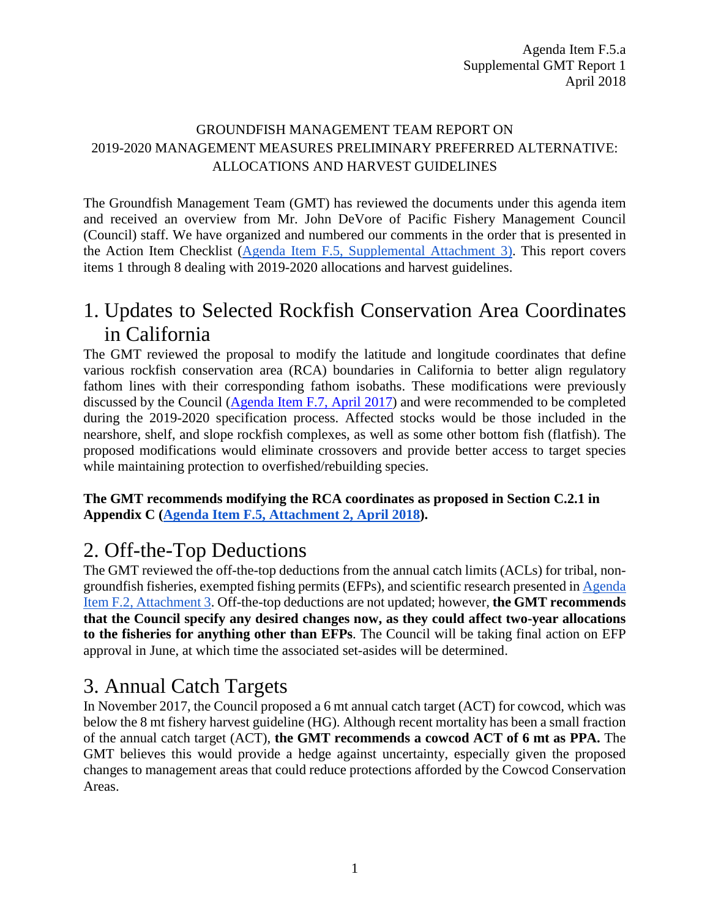Agenda Item F.5.a
Supplemental GMT Report 1
April 2018

GROUNDFISH MANAGEMENT TEAM REPORT ON
2019-2020 MANAGEMENT MEASURES PRELIMINARY PREFERRED ALTERNATIVE:
ALLOCATIONS AND HARVEST GUIDELINES

The Groundfish Management Team (GMT) has reviewed the documents under this agenda item and received an overview from Mr. John DeVore of Pacific Fishery Management Council (Council) staff. We have organized and numbered our comments in the order that is presented in the Action Item Checklist (Agenda Item F.5, Supplemental Attachment 3). This report covers items 1 through 8 dealing with 2019-2020 allocations and harvest guidelines.

# 1. Updates to Selected Rockfish Conservation Area Coordinates in California

The GMT reviewed the proposal to modify the latitude and longitude coordinates that define various rockfish conservation area (RCA) boundaries in California to better align regulatory fathom lines with their corresponding fathom isobaths. These modifications were previously discussed by the Council (Agenda Item F.7, April 2017) and were recommended to be completed during the 2019-2020 specification process. Affected stocks would be those included in the nearshore, shelf, and slope rockfish complexes, as well as some other bottom fish (flatfish). The proposed modifications would eliminate crossovers and provide better access to target species while maintaining protection to overfished/rebuilding species.

**The GMT recommends modifying the RCA coordinates as proposed in Section C.2.1 in Appendix C (Agenda Item F.5, Attachment 2, April 2018).**

# 2. Off-the-Top Deductions

The GMT reviewed the off-the-top deductions from the annual catch limits (ACLs) for tribal, non-groundfish fisheries, exempted fishing permits (EFPs), and scientific research presented in Agenda Item F.2, Attachment 3. Off-the-top deductions are not updated; however, **the GMT recommends that the Council specify any desired changes now, as they could affect two-year allocations to the fisheries for anything other than EFPs**. The Council will be taking final action on EFP approval in June, at which time the associated set-asides will be determined.

# 3. Annual Catch Targets

In November 2017, the Council proposed a 6 mt annual catch target (ACT) for cowcod, which was below the 8 mt fishery harvest guideline (HG). Although recent mortality has been a small fraction of the annual catch target (ACT), **the GMT recommends a cowcod ACT of 6 mt as PPA.** The GMT believes this would provide a hedge against uncertainty, especially given the proposed changes to management areas that could reduce protections afforded by the Cowcod Conservation Areas.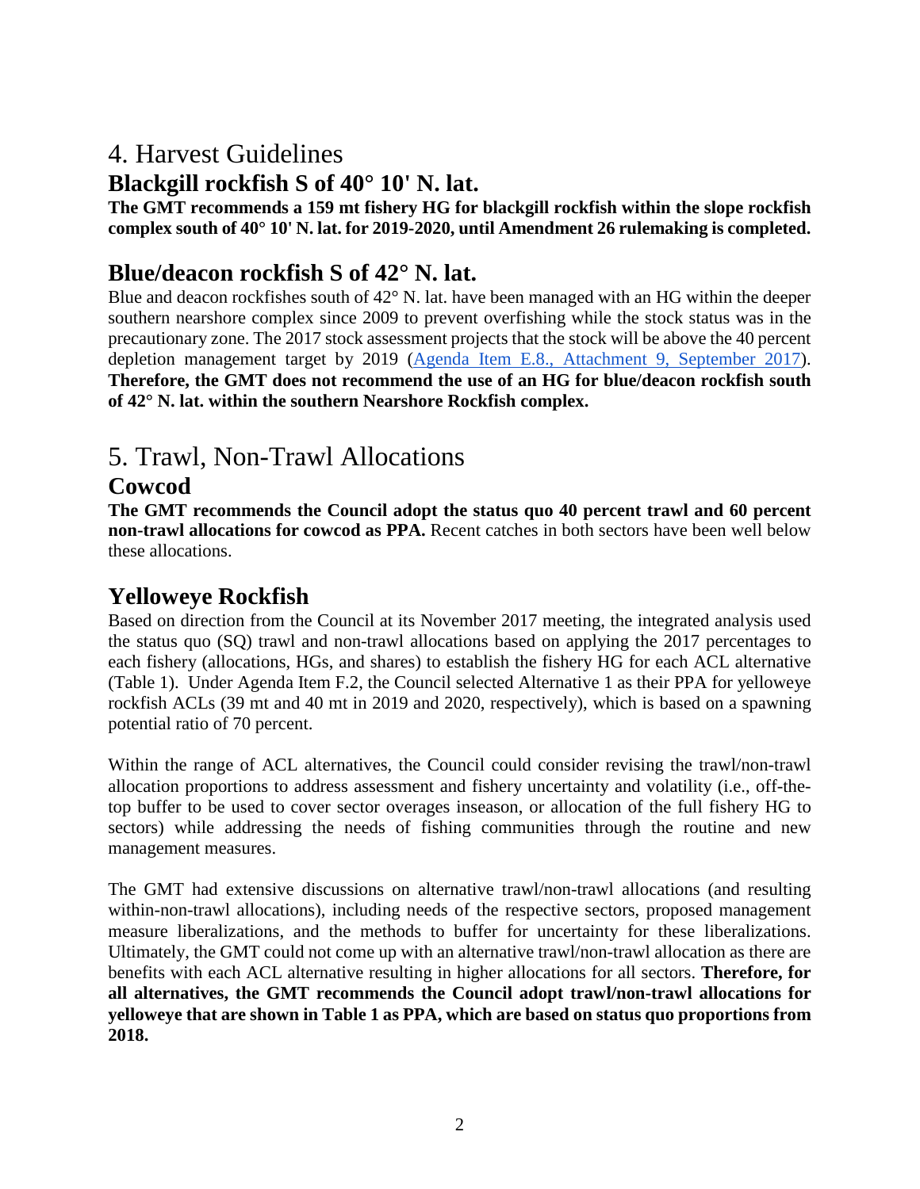# 4. Harvest Guidelines

## Blackgill rockfish S of 40° 10' N. lat.

**The GMT recommends a 159 mt fishery HG for blackgill rockfish within the slope rockfish complex south of 40° 10' N. lat. for 2019-2020, until Amendment 26 rulemaking is completed.**

## Blue/deacon rockfish S of 42° N. lat.

Blue and deacon rockfishes south of 42° N. lat. have been managed with an HG within the deeper southern nearshore complex since 2009 to prevent overfishing while the stock status was in the precautionary zone. The 2017 stock assessment projects that the stock will be above the 40 percent depletion management target by 2019 (Agenda Item E.8., Attachment 9, September 2017). **Therefore, the GMT does not recommend the use of an HG for blue/deacon rockfish south of 42° N. lat. within the southern Nearshore Rockfish complex.**

# 5. Trawl, Non-Trawl Allocations

## Cowcod

**The GMT recommends the Council adopt the status quo 40 percent trawl and 60 percent non-trawl allocations for cowcod as PPA.** Recent catches in both sectors have been well below these allocations.

## Yelloweye Rockfish

Based on direction from the Council at its November 2017 meeting, the integrated analysis used the status quo (SQ) trawl and non-trawl allocations based on applying the 2017 percentages to each fishery (allocations, HGs, and shares) to establish the fishery HG for each ACL alternative (Table 1). Under Agenda Item F.2, the Council selected Alternative 1 as their PPA for yelloweye rockfish ACLs (39 mt and 40 mt in 2019 and 2020, respectively), which is based on a spawning potential ratio of 70 percent.

Within the range of ACL alternatives, the Council could consider revising the trawl/non-trawl allocation proportions to address assessment and fishery uncertainty and volatility (i.e., off-the-top buffer to be used to cover sector overages inseason, or allocation of the full fishery HG to sectors) while addressing the needs of fishing communities through the routine and new management measures.

The GMT had extensive discussions on alternative trawl/non-trawl allocations (and resulting within-non-trawl allocations), including needs of the respective sectors, proposed management measure liberalizations, and the methods to buffer for uncertainty for these liberalizations. Ultimately, the GMT could not come up with an alternative trawl/non-trawl allocation as there are benefits with each ACL alternative resulting in higher allocations for all sectors. **Therefore, for all alternatives, the GMT recommends the Council adopt trawl/non-trawl allocations for yelloweye that are shown in Table 1 as PPA, which are based on status quo proportions from 2018.**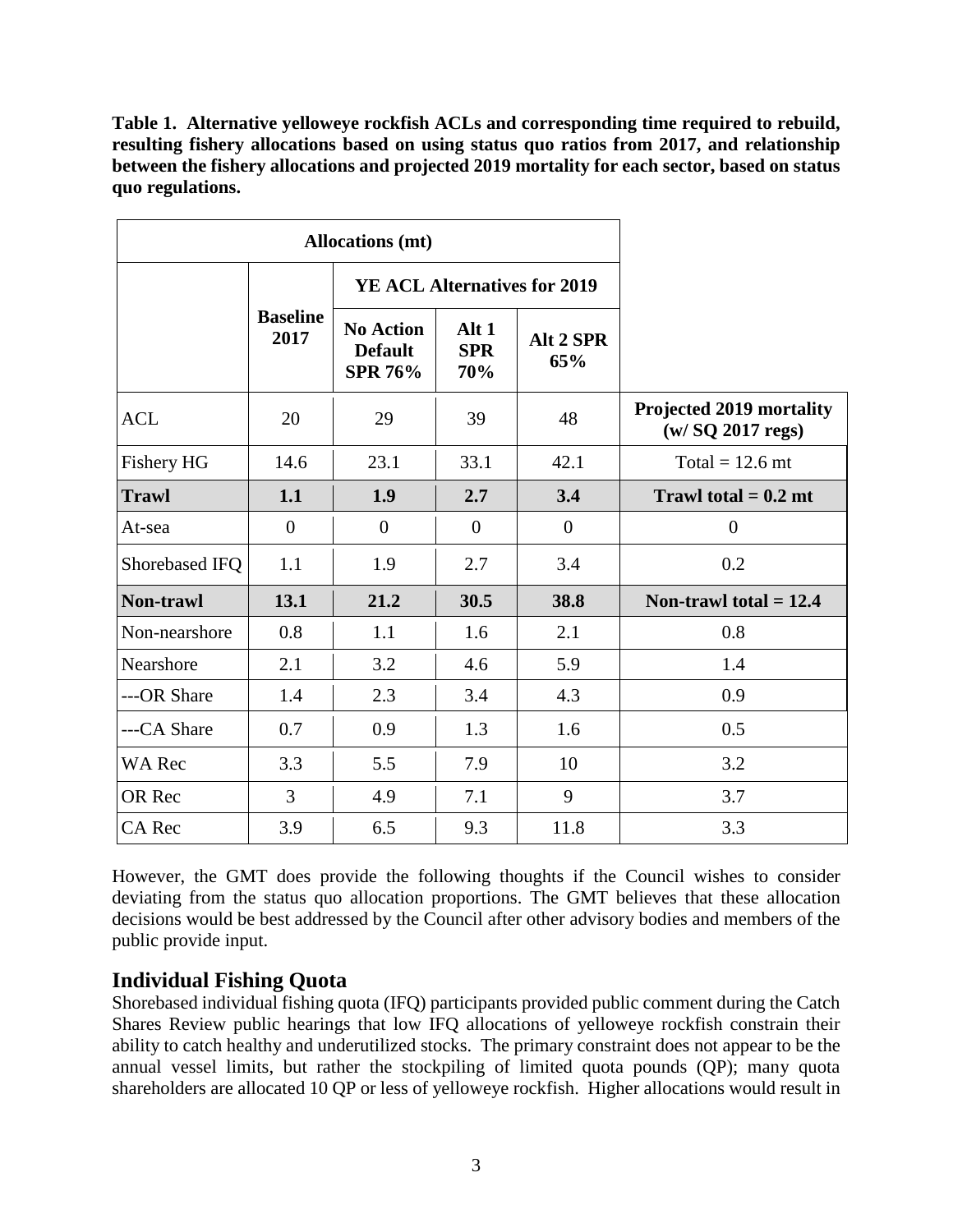**Table 1. Alternative yelloweye rockfish ACLs and corresponding time required to rebuild, resulting fishery allocations based on using status quo ratios from 2017, and relationship between the fishery allocations and projected 2019 mortality for each sector, based on status quo regulations.**

| Allocations (mt) | | | | | |
|---|---|---|---|---|---|
| | | YE ACL Alternatives for 2019 | | | |
| | Baseline 2017 | No Action Default SPR 76% | Alt 1 SPR 70% | Alt 2 SPR 65% | |
| ACL | 20 | 29 | 39 | 48 | Projected 2019 mortality (w/ SQ 2017 regs) |
| Fishery HG | 14.6 | 23.1 | 33.1 | 42.1 | Total = 12.6 mt |
| **Trawl** | **1.1** | **1.9** | **2.7** | **3.4** | **Trawl total = 0.2 mt** |
| At-sea | 0 | 0 | 0 | 0 | 0 |
| Shorebased IFQ | 1.1 | 1.9 | 2.7 | 3.4 | 0.2 |
| **Non-trawl** | **13.1** | **21.2** | **30.5** | **38.8** | **Non-trawl total = 12.4** |
| Non-nearshore | 0.8 | 1.1 | 1.6 | 2.1 | 0.8 |
| Nearshore | 2.1 | 3.2 | 4.6 | 5.9 | 1.4 |
| ---OR Share | 1.4 | 2.3 | 3.4 | 4.3 | 0.9 |
| ---CA Share | 0.7 | 0.9 | 1.3 | 1.6 | 0.5 |
| WA Rec | 3.3 | 5.5 | 7.9 | 10 | 3.2 |
| OR Rec | 3 | 4.9 | 7.1 | 9 | 3.7 |
| CA Rec | 3.9 | 6.5 | 9.3 | 11.8 | 3.3 |

However, the GMT does provide the following thoughts if the Council wishes to consider deviating from the status quo allocation proportions. The GMT believes that these allocation decisions would be best addressed by the Council after other advisory bodies and members of the public provide input.

## Individual Fishing Quota

Shorebased individual fishing quota (IFQ) participants provided public comment during the Catch Shares Review public hearings that low IFQ allocations of yelloweye rockfish constrain their ability to catch healthy and underutilized stocks. The primary constraint does not appear to be the annual vessel limits, but rather the stockpiling of limited quota pounds (QP); many quota shareholders are allocated 10 QP or less of yelloweye rockfish. Higher allocations would result in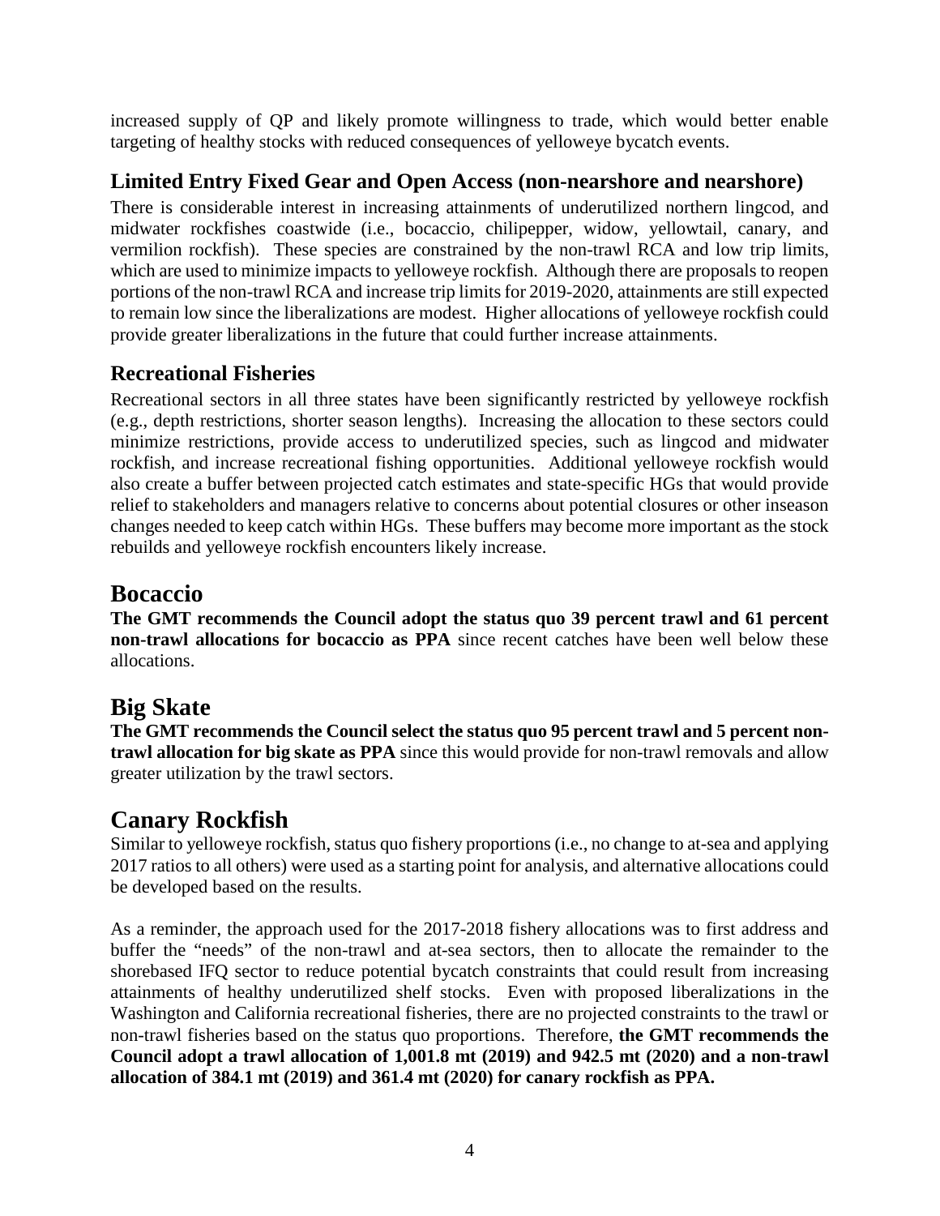increased supply of QP and likely promote willingness to trade, which would better enable targeting of healthy stocks with reduced consequences of yelloweye bycatch events.

### Limited Entry Fixed Gear and Open Access (non-nearshore and nearshore)

There is considerable interest in increasing attainments of underutilized northern lingcod, and midwater rockfishes coastwide (i.e., bocaccio, chilipepper, widow, yellowtail, canary, and vermilion rockfish). These species are constrained by the non-trawl RCA and low trip limits, which are used to minimize impacts to yelloweye rockfish. Although there are proposals to reopen portions of the non-trawl RCA and increase trip limits for 2019-2020, attainments are still expected to remain low since the liberalizations are modest. Higher allocations of yelloweye rockfish could provide greater liberalizations in the future that could further increase attainments.

### Recreational Fisheries

Recreational sectors in all three states have been significantly restricted by yelloweye rockfish (e.g., depth restrictions, shorter season lengths). Increasing the allocation to these sectors could minimize restrictions, provide access to underutilized species, such as lingcod and midwater rockfish, and increase recreational fishing opportunities. Additional yelloweye rockfish would also create a buffer between projected catch estimates and state-specific HGs that would provide relief to stakeholders and managers relative to concerns about potential closures or other inseason changes needed to keep catch within HGs. These buffers may become more important as the stock rebuilds and yelloweye rockfish encounters likely increase.

## Bocaccio

**The GMT recommends the Council adopt the status quo 39 percent trawl and 61 percent non-trawl allocations for bocaccio as PPA** since recent catches have been well below these allocations.

## Big Skate

**The GMT recommends the Council select the status quo 95 percent trawl and 5 percent non-trawl allocation for big skate as PPA** since this would provide for non-trawl removals and allow greater utilization by the trawl sectors.

## Canary Rockfish

Similar to yelloweye rockfish, status quo fishery proportions (i.e., no change to at-sea and applying 2017 ratios to all others) were used as a starting point for analysis, and alternative allocations could be developed based on the results.

As a reminder, the approach used for the 2017-2018 fishery allocations was to first address and buffer the "needs" of the non-trawl and at-sea sectors, then to allocate the remainder to the shorebased IFQ sector to reduce potential bycatch constraints that could result from increasing attainments of healthy underutilized shelf stocks. Even with proposed liberalizations in the Washington and California recreational fisheries, there are no projected constraints to the trawl or non-trawl fisheries based on the status quo proportions. Therefore, **the GMT recommends the Council adopt a trawl allocation of 1,001.8 mt (2019) and 942.5 mt (2020) and a non-trawl allocation of 384.1 mt (2019) and 361.4 mt (2020) for canary rockfish as PPA.**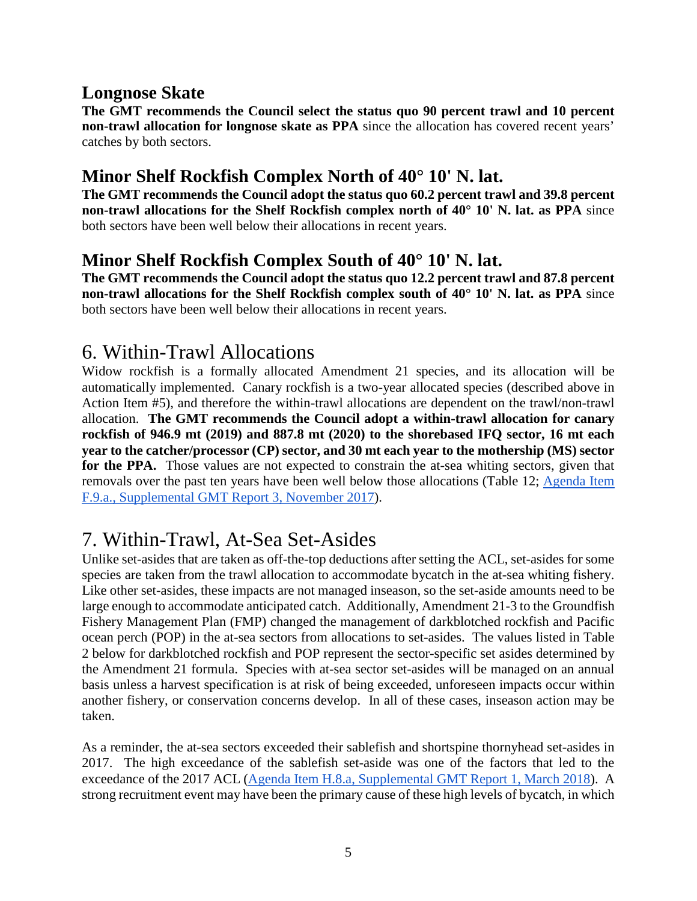### Longnose Skate

**The GMT recommends the Council select the status quo 90 percent trawl and 10 percent non-trawl allocation for longnose skate as PPA** since the allocation has covered recent years' catches by both sectors.

### Minor Shelf Rockfish Complex North of 40° 10' N. lat.

**The GMT recommends the Council adopt the status quo 60.2 percent trawl and 39.8 percent non-trawl allocations for the Shelf Rockfish complex north of 40° 10' N. lat. as PPA** since both sectors have been well below their allocations in recent years.

### Minor Shelf Rockfish Complex South of 40° 10' N. lat.

**The GMT recommends the Council adopt the status quo 12.2 percent trawl and 87.8 percent non-trawl allocations for the Shelf Rockfish complex south of 40° 10' N. lat. as PPA** since both sectors have been well below their allocations in recent years.

## 6. Within-Trawl Allocations

Widow rockfish is a formally allocated Amendment 21 species, and its allocation will be automatically implemented. Canary rockfish is a two-year allocated species (described above in Action Item #5), and therefore the within-trawl allocations are dependent on the trawl/non-trawl allocation. **The GMT recommends the Council adopt a within-trawl allocation for canary rockfish of 946.9 mt (2019) and 887.8 mt (2020) to the shorebased IFQ sector, 16 mt each year to the catcher/processor (CP) sector, and 30 mt each year to the mothership (MS) sector for the PPA.** Those values are not expected to constrain the at-sea whiting sectors, given that removals over the past ten years have been well below those allocations (Table 12; [Agenda Item F.9.a., Supplemental GMT Report 3, November 2017]).

## 7. Within-Trawl, At-Sea Set-Asides

Unlike set-asides that are taken as off-the-top deductions after setting the ACL, set-asides for some species are taken from the trawl allocation to accommodate bycatch in the at-sea whiting fishery. Like other set-asides, these impacts are not managed inseason, so the set-aside amounts need to be large enough to accommodate anticipated catch. Additionally, Amendment 21-3 to the Groundfish Fishery Management Plan (FMP) changed the management of darkblotched rockfish and Pacific ocean perch (POP) in the at-sea sectors from allocations to set-asides. The values listed in Table 2 below for darkblotched rockfish and POP represent the sector-specific set asides determined by the Amendment 21 formula. Species with at-sea sector set-asides will be managed on an annual basis unless a harvest specification is at risk of being exceeded, unforeseen impacts occur within another fishery, or conservation concerns develop. In all of these cases, inseason action may be taken.

As a reminder, the at-sea sectors exceeded their sablefish and shortspine thornyhead set-asides in 2017. The high exceedance of the sablefish set-aside was one of the factors that led to the exceedance of the 2017 ACL ([Agenda Item H.8.a, Supplemental GMT Report 1, March 2018]). A strong recruitment event may have been the primary cause of these high levels of bycatch, in which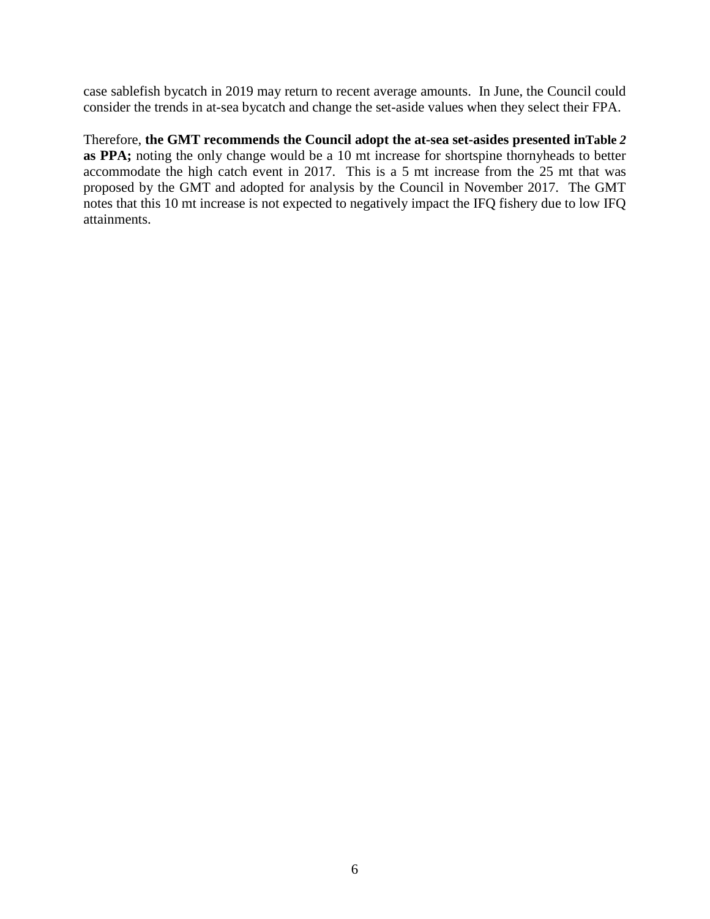case sablefish bycatch in 2019 may return to recent average amounts. In June, the Council could consider the trends in at-sea bycatch and change the set-aside values when they select their FPA.

Therefore, **the GMT recommends the Council adopt the at-sea set-asides presented inTable *2* as PPA;** noting the only change would be a 10 mt increase for shortspine thornyheads to better accommodate the high catch event in 2017. This is a 5 mt increase from the 25 mt that was proposed by the GMT and adopted for analysis by the Council in November 2017. The GMT notes that this 10 mt increase is not expected to negatively impact the IFQ fishery due to low IFQ attainments.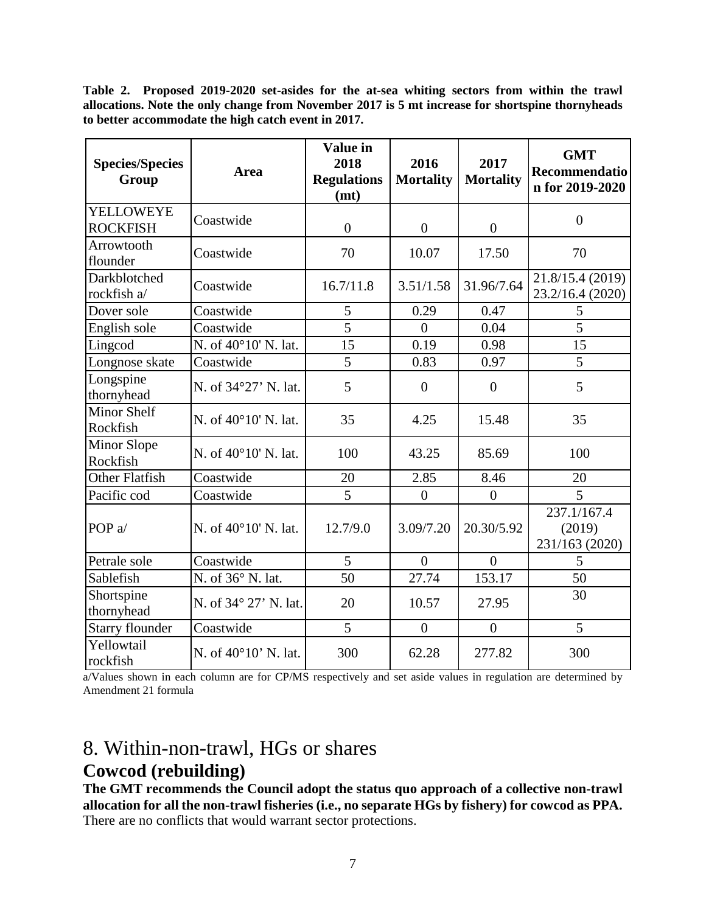**Table 2. Proposed 2019-2020 set-asides for the at-sea whiting sectors from within the trawl allocations. Note the only change from November 2017 is 5 mt increase for shortspine thornyheads to better accommodate the high catch event in 2017.**

| Species/Species Group | Area | Value in 2018 Regulations (mt) | 2016 Mortality | 2017 Mortality | GMT Recommendation for 2019-2020 |
|---|---|---|---|---|---|
| YELLOWEYE ROCKFISH | Coastwide | 0 | 0 | 0 | 0 |
| Arrowtooth flounder | Coastwide | 70 | 10.07 | 17.50 | 70 |
| Darkblotched rockfish a/ | Coastwide | 16.7/11.8 | 3.51/1.58 | 31.96/7.64 | 21.8/15.4 (2019) 23.2/16.4 (2020) |
| Dover sole | Coastwide | 5 | 0.29 | 0.47 | 5 |
| English sole | Coastwide | 5 | 0 | 0.04 | 5 |
| Lingcod | N. of 40°10' N. lat. | 15 | 0.19 | 0.98 | 15 |
| Longnose skate | Coastwide | 5 | 0.83 | 0.97 | 5 |
| Longspine thornyhead | N. of 34°27' N. lat. | 5 | 0 | 0 | 5 |
| Minor Shelf Rockfish | N. of 40°10' N. lat. | 35 | 4.25 | 15.48 | 35 |
| Minor Slope Rockfish | N. of 40°10' N. lat. | 100 | 43.25 | 85.69 | 100 |
| Other Flatfish | Coastwide | 20 | 2.85 | 8.46 | 20 |
| Pacific cod | Coastwide | 5 | 0 | 0 | 5 |
| POP a/ | N. of 40°10' N. lat. | 12.7/9.0 | 3.09/7.20 | 20.30/5.92 | 237.1/167.4 (2019) 231/163 (2020) |
| Petrale sole | Coastwide | 5 | 0 | 0 | 5 |
| Sablefish | N. of 36° N. lat. | 50 | 27.74 | 153.17 | 50 |
| Shortspine thornyhead | N. of 34° 27' N. lat. | 20 | 10.57 | 27.95 | 30 |
| Starry flounder | Coastwide | 5 | 0 | 0 | 5 |
| Yellowtail rockfish | N. of 40°10' N. lat. | 300 | 62.28 | 277.82 | 300 |

a/Values shown in each column are for CP/MS respectively and set aside values in regulation are determined by Amendment 21 formula

# 8. Within-non-trawl, HGs or shares

## Cowcod (rebuilding)

**The GMT recommends the Council adopt the status quo approach of a collective non-trawl allocation for all the non-trawl fisheries (i.e., no separate HGs by fishery) for cowcod as PPA.** There are no conflicts that would warrant sector protections.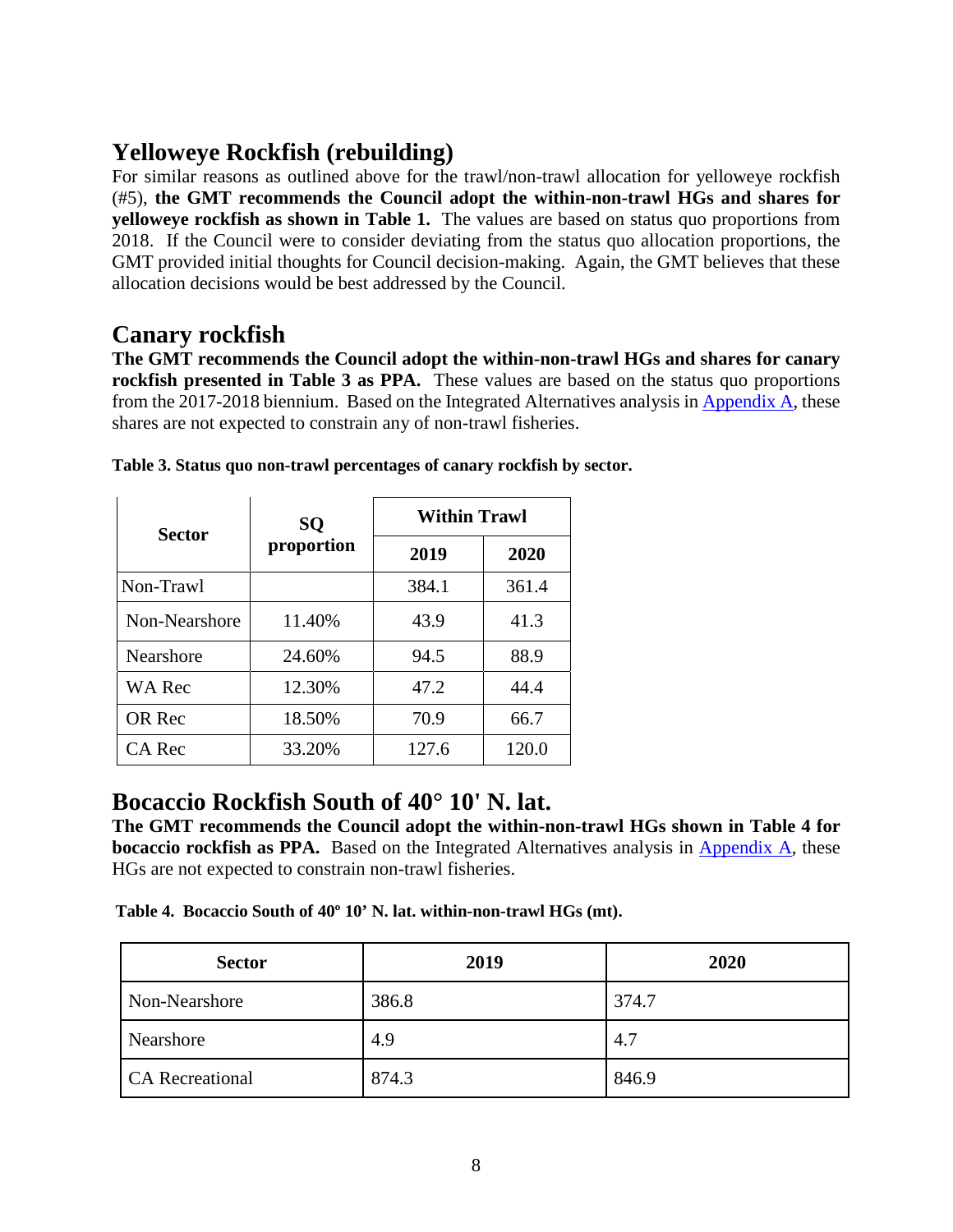## Yelloweye Rockfish (rebuilding)

For similar reasons as outlined above for the trawl/non-trawl allocation for yelloweye rockfish (#5), **the GMT recommends the Council adopt the within-non-trawl HGs and shares for yelloweye rockfish as shown in Table 1.** The values are based on status quo proportions from 2018. If the Council were to consider deviating from the status quo allocation proportions, the GMT provided initial thoughts for Council decision-making. Again, the GMT believes that these allocation decisions would be best addressed by the Council.

## Canary rockfish

**The GMT recommends the Council adopt the within-non-trawl HGs and shares for canary rockfish presented in Table 3 as PPA.** These values are based on the status quo proportions from the 2017-2018 biennium. Based on the Integrated Alternatives analysis in Appendix A, these shares are not expected to constrain any of non-trawl fisheries.

**Table 3. Status quo non-trawl percentages of canary rockfish by sector.**

| Sector | SQ proportion | Within Trawl | |
|---|---|---|---|
| | | 2019 | 2020 |
| Non-Trawl | | 384.1 | 361.4 |
| Non-Nearshore | 11.40% | 43.9 | 41.3 |
| Nearshore | 24.60% | 94.5 | 88.9 |
| WA Rec | 12.30% | 47.2 | 44.4 |
| OR Rec | 18.50% | 70.9 | 66.7 |
| CA Rec | 33.20% | 127.6 | 120.0 |

## Bocaccio Rockfish South of 40° 10' N. lat.

**The GMT recommends the Council adopt the within-non-trawl HGs shown in Table 4 for bocaccio rockfish as PPA.** Based on the Integrated Alternatives analysis in Appendix A, these HGs are not expected to constrain non-trawl fisheries.

**Table 4. Bocaccio South of 40º 10' N. lat. within-non-trawl HGs (mt).**

| Sector | 2019 | 2020 |
|---|---|---|
| Non-Nearshore | 386.8 | 374.7 |
| Nearshore | 4.9 | 4.7 |
| CA Recreational | 874.3 | 846.9 |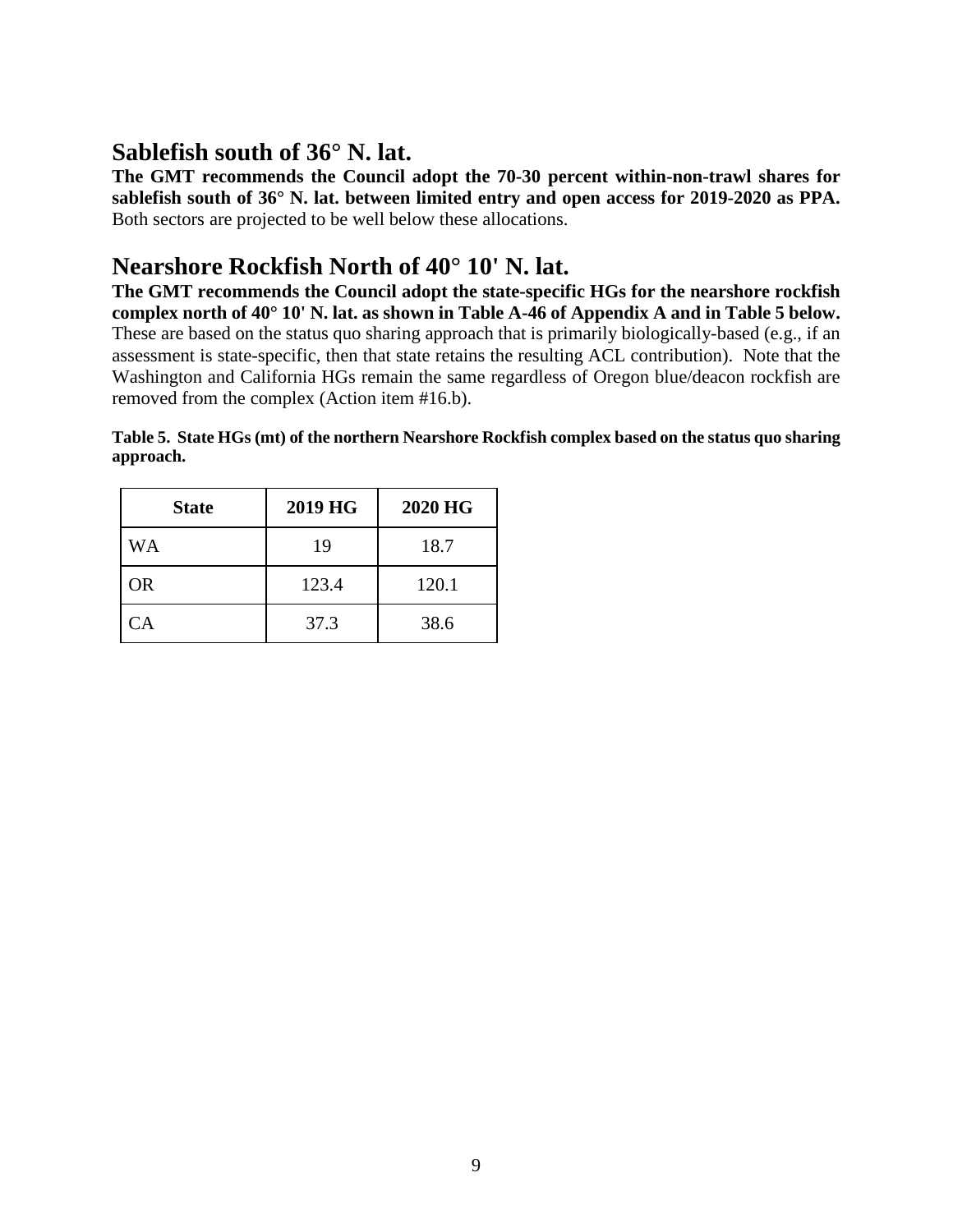## Sablefish south of 36° N. lat.

**The GMT recommends the Council adopt the 70-30 percent within-non-trawl shares for sablefish south of 36° N. lat. between limited entry and open access for 2019-2020 as PPA.** Both sectors are projected to be well below these allocations.

## Nearshore Rockfish North of 40° 10' N. lat.

**The GMT recommends the Council adopt the state-specific HGs for the nearshore rockfish complex north of 40° 10' N. lat. as shown in Table A-46 of Appendix A and in Table 5 below.** These are based on the status quo sharing approach that is primarily biologically-based (e.g., if an assessment is state-specific, then that state retains the resulting ACL contribution). Note that the Washington and California HGs remain the same regardless of Oregon blue/deacon rockfish are removed from the complex (Action item #16.b).

**Table 5. State HGs (mt) of the northern Nearshore Rockfish complex based on the status quo sharing approach.**

| State | 2019 HG | 2020 HG |
|---|---|---|
| WA | 19 | 18.7 |
| OR | 123.4 | 120.1 |
| CA | 37.3 | 38.6 |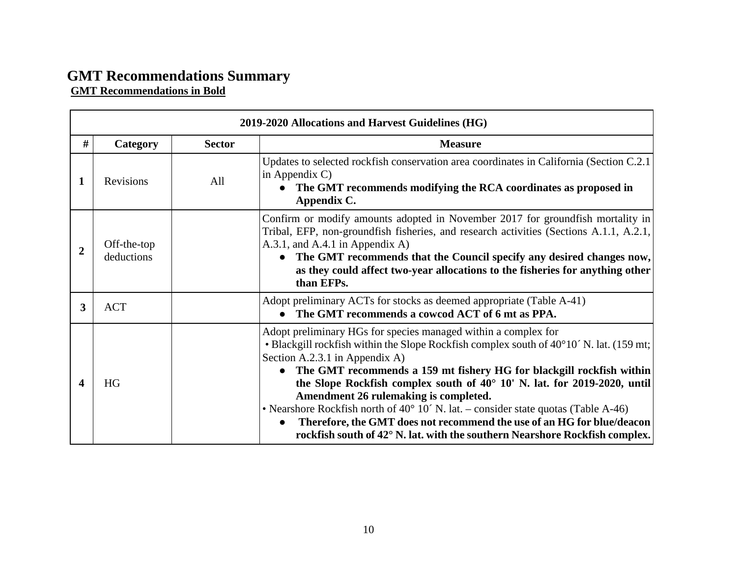# GMT Recommendations Summary

**GMT Recommendations in Bold**

| 2019-2020 Allocations and Harvest Guidelines (HG) | | | |
|---|---|---|---|
| **#** | **Category** | **Sector** | **Measure** |
| **1** | Revisions | All | Updates to selected rockfish conservation area coordinates in California (Section C.2.1 in Appendix C)<br>● **The GMT recommends modifying the RCA coordinates as proposed in Appendix C.** |
| **2** | Off-the-top deductions | | Confirm or modify amounts adopted in November 2017 for groundfish mortality in Tribal, EFP, non-groundfish fisheries, and research activities (Sections A.1.1, A.2.1, A.3.1, and A.4.1 in Appendix A)<br>● **The GMT recommends that the Council specify any desired changes now, as they could affect two-year allocations to the fisheries for anything other than EFPs.** |
| **3** | ACT | | Adopt preliminary ACTs for stocks as deemed appropriate (Table A-41)<br>● **The GMT recommends a cowcod ACT of 6 mt as PPA.** |
| **4** | HG | | Adopt preliminary HGs for species managed within a complex for<br>• Blackgill rockfish within the Slope Rockfish complex south of 40°10´ N. lat. (159 mt; Section A.2.3.1 in Appendix A)<br>● **The GMT recommends a 159 mt fishery HG for blackgill rockfish within the Slope Rockfish complex south of 40° 10' N. lat. for 2019-2020, until Amendment 26 rulemaking is completed.**<br>• Nearshore Rockfish north of 40° 10´ N. lat. – consider state quotas (Table A-46)<br>● **Therefore, the GMT does not recommend the use of an HG for blue/deacon rockfish south of 42° N. lat. with the southern Nearshore Rockfish complex.** |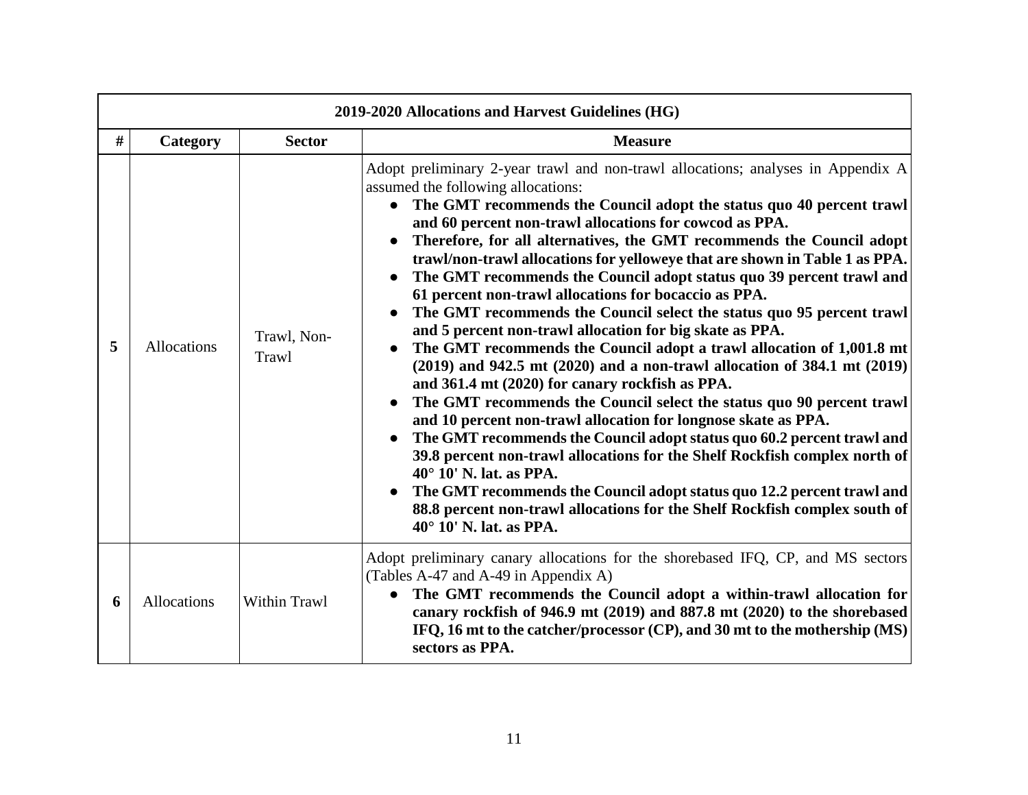| 2019-2020 Allocations and Harvest Guidelines (HG) | | | |
|---|---|---|---|
| **#** | **Category** | **Sector** | **Measure** |
| **5** | Allocations | Trawl, Non-Trawl | Adopt preliminary 2-year trawl and non-trawl allocations; analyses in Appendix A assumed the following allocations:<br>● **The GMT recommends the Council adopt the status quo 40 percent trawl and 60 percent non-trawl allocations for cowcod as PPA.**<br>● **Therefore, for all alternatives, the GMT recommends the Council adopt trawl/non-trawl allocations for yelloweye that are shown in Table 1 as PPA.**<br>● **The GMT recommends the Council adopt status quo 39 percent trawl and 61 percent non-trawl allocations for bocaccio as PPA.**<br>● **The GMT recommends the Council select the status quo 95 percent trawl and 5 percent non-trawl allocation for big skate as PPA.**<br>● **The GMT recommends the Council adopt a trawl allocation of 1,001.8 mt (2019) and 942.5 mt (2020) and a non-trawl allocation of 384.1 mt (2019) and 361.4 mt (2020) for canary rockfish as PPA.**<br>● **The GMT recommends the Council select the status quo 90 percent trawl and 10 percent non-trawl allocation for longnose skate as PPA.**<br>● **The GMT recommends the Council adopt status quo 60.2 percent trawl and 39.8 percent non-trawl allocations for the Shelf Rockfish complex north of 40° 10' N. lat. as PPA.**<br>● **The GMT recommends the Council adopt status quo 12.2 percent trawl and 88.8 percent non-trawl allocations for the Shelf Rockfish complex south of 40° 10' N. lat. as PPA.** |
| **6** | Allocations | Within Trawl | Adopt preliminary canary allocations for the shorebased IFQ, CP, and MS sectors (Tables A-47 and A-49 in Appendix A)<br>● **The GMT recommends the Council adopt a within-trawl allocation for canary rockfish of 946.9 mt (2019) and 887.8 mt (2020) to the shorebased IFQ, 16 mt to the catcher/processor (CP), and 30 mt to the mothership (MS) sectors as PPA.** |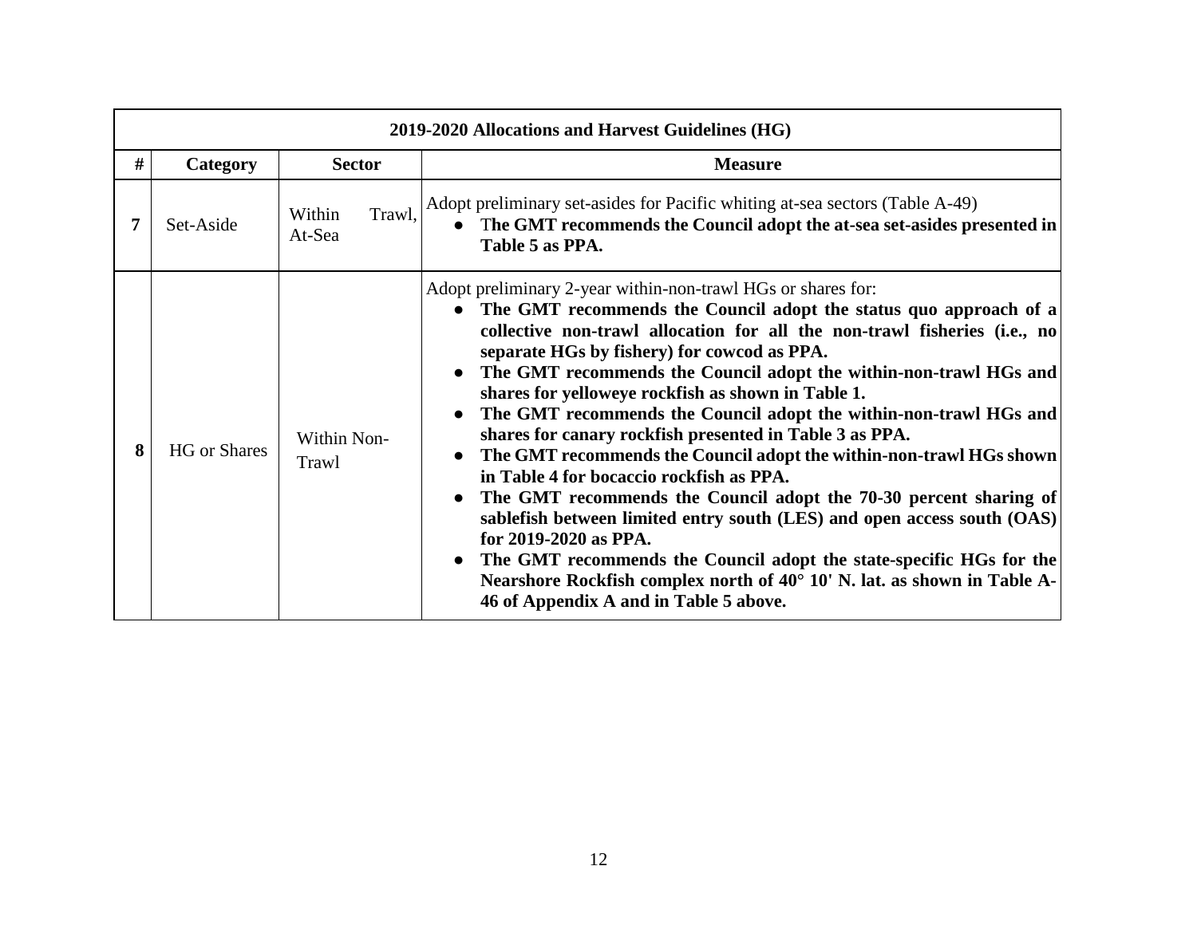| 2019-2020 Allocations and Harvest Guidelines (HG) | | | |
|---|---|---|---|
| **#** | **Category** | **Sector** | **Measure** |
| **7** | Set-Aside | Within Trawl, At-Sea | Adopt preliminary set-asides for Pacific whiting at-sea sectors (Table A-49)<br>● T**he GMT recommends the Council adopt the at-sea set-asides presented in Table 5 as PPA.** |
| **8** | HG or Shares | Within Non-Trawl | Adopt preliminary 2-year within-non-trawl HGs or shares for:<br>● **The GMT recommends the Council adopt the status quo approach of a collective non-trawl allocation for all the non-trawl fisheries (i.e., no separate HGs by fishery) for cowcod as PPA.**<br>● **The GMT recommends the Council adopt the within-non-trawl HGs and shares for yelloweye rockfish as shown in Table 1.**<br>● **The GMT recommends the Council adopt the within-non-trawl HGs and shares for canary rockfish presented in Table 3 as PPA.**<br>● **The GMT recommends the Council adopt the within-non-trawl HGs shown in Table 4 for bocaccio rockfish as PPA.**<br>● **The GMT recommends the Council adopt the 70-30 percent sharing of sablefish between limited entry south (LES) and open access south (OAS) for 2019-2020 as PPA.**<br>● **The GMT recommends the Council adopt the state-specific HGs for the Nearshore Rockfish complex north of 40° 10' N. lat. as shown in Table A-46 of Appendix A and in Table 5 above.** |